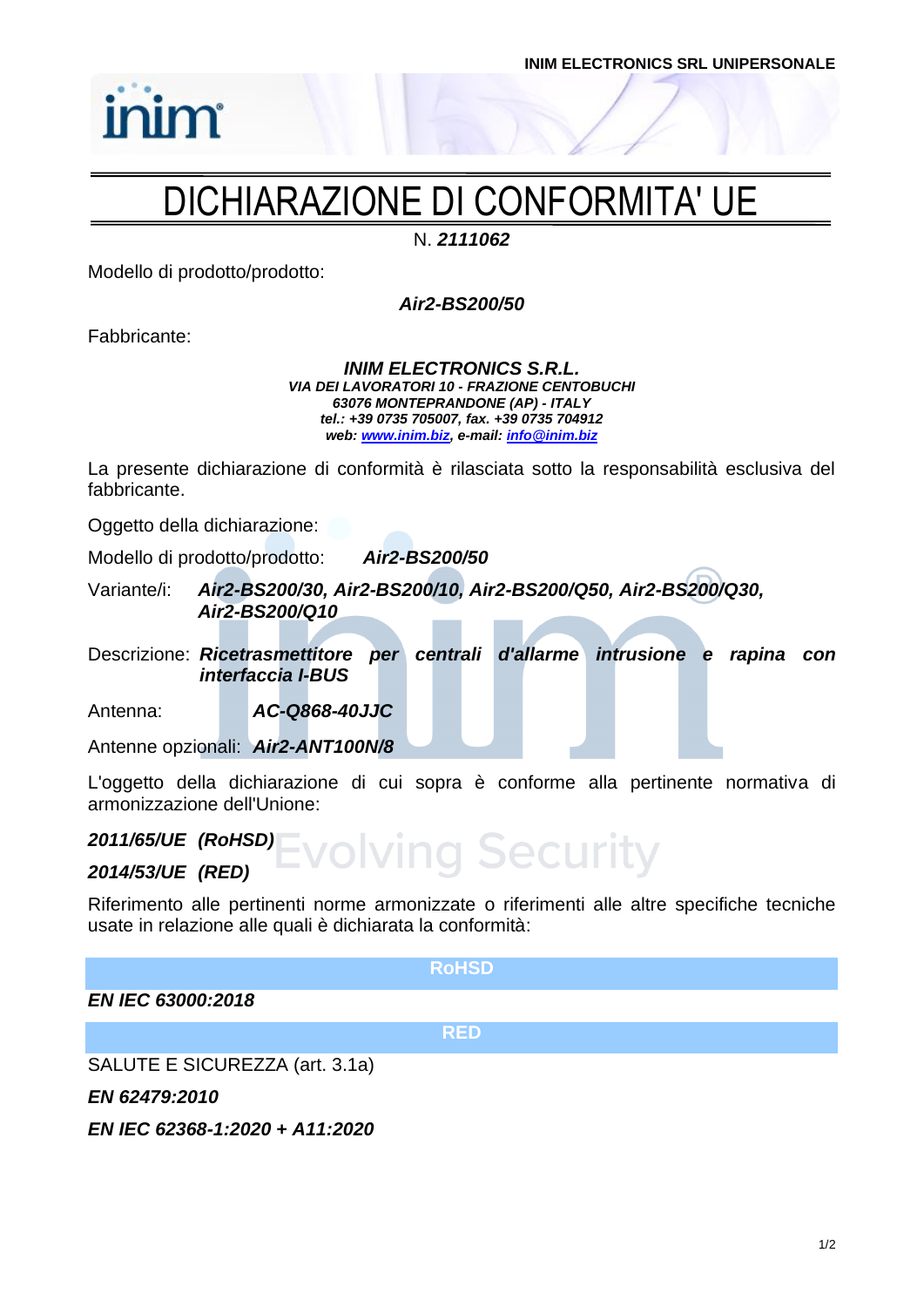INIM ELECTRONICS SRL UNIPERSONALE

# DICHIARAZIONE DI CONFORMITA' UE

N. ***2111062***

Modello di prodotto/prodotto:

***Air2-BS200/50***

Fabbricante:

***INIM ELECTRONICS S.R.L.***
***VIA DEI LAVORATORI 10 - FRAZIONE CENTOBUCHI***
***63076 MONTEPRANDONE (AP) - ITALY***
***tel.: +39 0735 705007, fax. +39 0735 704912***
***web: www.inim.biz, e-mail: info@inim.biz***

La presente dichiarazione di conformità è rilasciata sotto la responsabilità esclusiva del fabbricante.

Oggetto della dichiarazione:

Modello di prodotto/prodotto: ***Air2-BS200/50***

Variante/i: ***Air2-BS200/30, Air2-BS200/10, Air2-BS200/Q50, Air2-BS200/Q30, Air2-BS200/Q10***

Descrizione: ***Ricetrasmettitore per centrali d'allarme intrusione e rapina con interfaccia I-BUS***

Antenna: ***AC-Q868-40JJC***

Antenne opzionali: ***Air2-ANT100N/8***

L'oggetto della dichiarazione di cui sopra è conforme alla pertinente normativa di armonizzazione dell'Unione:

***2011/65/UE (RoHSD)***

***2014/53/UE (RED)***

Riferimento alle pertinenti norme armonizzate o riferimenti alle altre specifiche tecniche usate in relazione alle quali è dichiarata la conformità:

**RoHSD**

***EN IEC 63000:2018***

**RED**

SALUTE E SICUREZZA (art. 3.1a)

***EN 62479:2010***

***EN IEC 62368-1:2020 + A11:2020***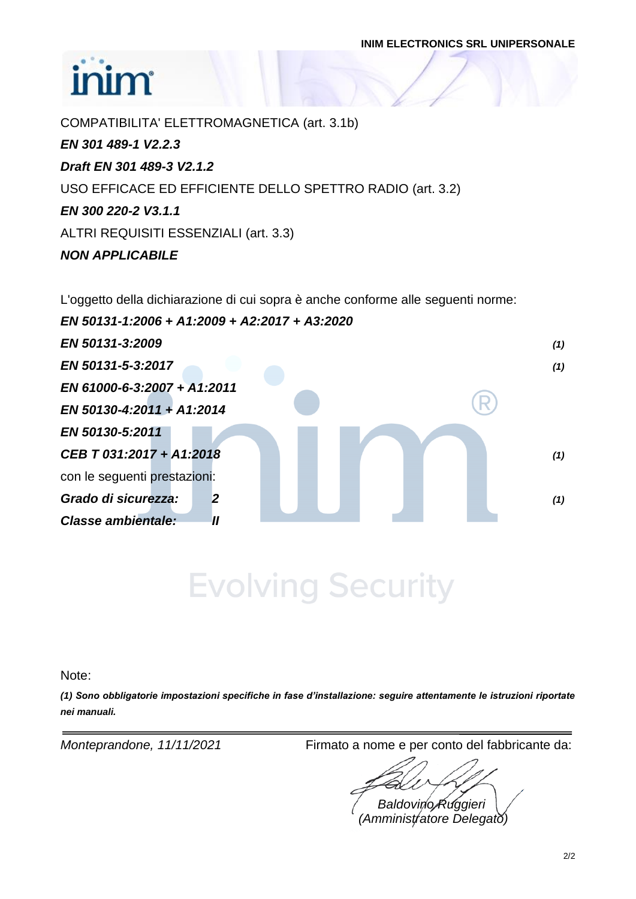COMPATIBILITA' ELETTROMAGNETICA (art. 3.1b)

***EN 301 489-1 V2.2.3***

***Draft EN 301 489-3 V2.1.2***

USO EFFICACE ED EFFICIENTE DELLO SPETTRO RADIO (art. 3.2)

***EN 300 220-2 V3.1.1***

ALTRI REQUISITI ESSENZIALI (art. 3.3)

***NON APPLICABILE***

L'oggetto della dichiarazione di cui sopra è anche conforme alle seguenti norme:

***EN 50131-1:2006 + A1:2009 + A2:2017 + A3:2020***

***EN 50131-3:2009*** ***(1)***

***EN 50131-5-3:2017*** ***(1)***

***EN 61000-6-3:2007 + A1:2011***

***EN 50130-4:2011 + A1:2014***

***EN 50130-5:2011***

***CEB T 031:2017 + A1:2018*** ***(1)***

con le seguenti prestazioni:

***Grado di sicurezza: 2*** ***(1)***

***Classe ambientale: II***

Note:

***(1) Sono obbligatorie impostazioni specifiche in fase d'installazione: seguire attentamente le istruzioni riportate nei manuali.***

*Monteprandone, 11/11/2021*

Firmato a nome e per conto del fabbricante da:

*Baldovino Ruggieri*
*(Amministratore Delegato)*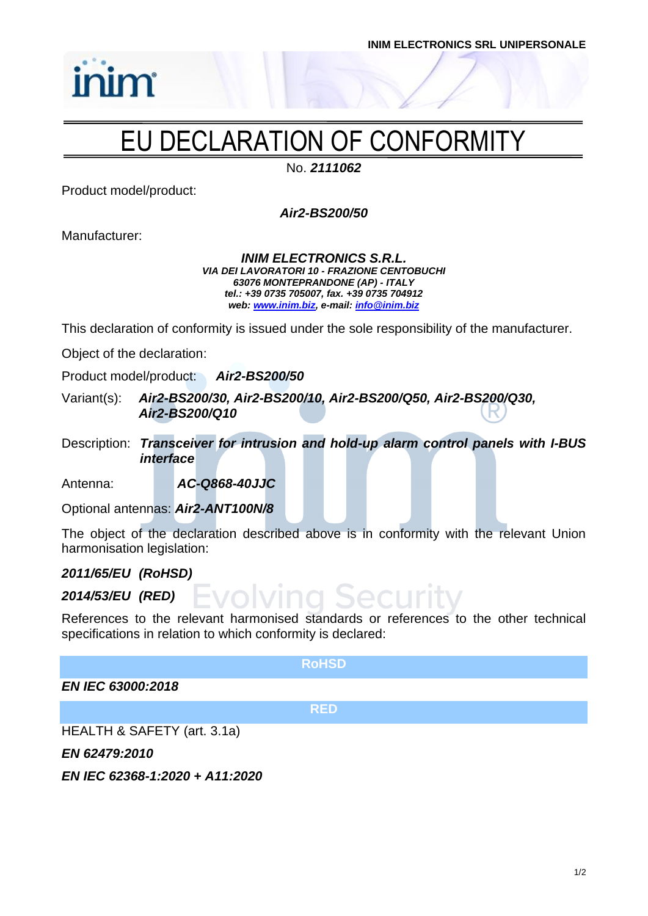INIM ELECTRONICS SRL UNIPERSONALE

# EU DECLARATION OF CONFORMITY

No. ***2111062***

Product model/product:

***Air2-BS200/50***

Manufacturer:

***INIM ELECTRONICS S.R.L.***
***VIA DEI LAVORATORI 10 - FRAZIONE CENTOBUCHI***
***63076 MONTEPRANDONE (AP) - ITALY***
***tel.: +39 0735 705007, fax. +39 0735 704912***
***web: www.inim.biz, e-mail: info@inim.biz***

This declaration of conformity is issued under the sole responsibility of the manufacturer.

Object of the declaration:

Product model/product: ***Air2-BS200/50***

Variant(s): ***Air2-BS200/30, Air2-BS200/10, Air2-BS200/Q50, Air2-BS200/Q30, Air2-BS200/Q10***

Description: ***Transceiver for intrusion and hold-up alarm control panels with I-BUS interface***

Antenna: ***AC-Q868-40JJC***

Optional antennas: ***Air2-ANT100N/8***

The object of the declaration described above is in conformity with the relevant Union harmonisation legislation:

***2011/65/EU (RoHSD)***

***2014/53/EU (RED)***

References to the relevant harmonised standards or references to the other technical specifications in relation to which conformity is declared:

**RoHSD**

***EN IEC 63000:2018***

**RED**

HEALTH & SAFETY (art. 3.1a)

***EN 62479:2010***

***EN IEC 62368-1:2020 + A11:2020***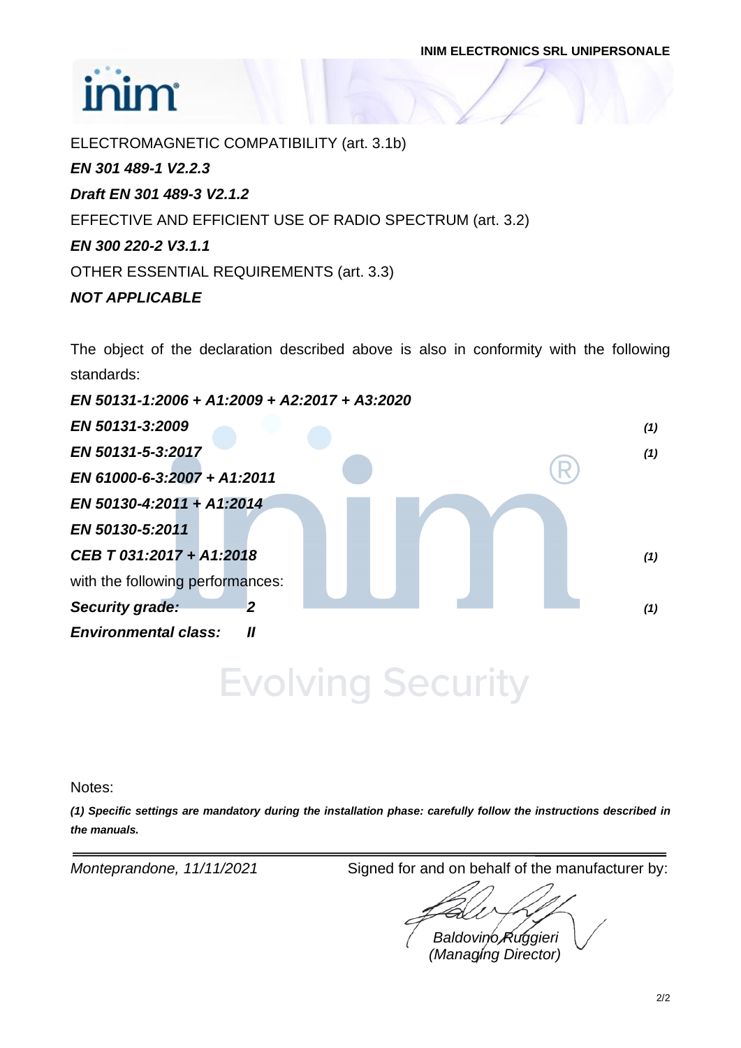ELECTROMAGNETIC COMPATIBILITY (art. 3.1b)

***EN 301 489-1 V2.2.3***

***Draft EN 301 489-3 V2.1.2***

EFFECTIVE AND EFFICIENT USE OF RADIO SPECTRUM (art. 3.2)

***EN 300 220-2 V3.1.1***

OTHER ESSENTIAL REQUIREMENTS (art. 3.3)

***NOT APPLICABLE***

The object of the declaration described above is also in conformity with the following standards:

***EN 50131-1:2006 + A1:2009 + A2:2017 + A3:2020***

***EN 50131-3:2009*** ***(1)***

***EN 50131-5-3:2017*** ***(1)***

***EN 61000-6-3:2007 + A1:2011***

***EN 50130-4:2011 + A1:2014***

***EN 50130-5:2011***

***CEB T 031:2017 + A1:2018*** ***(1)***

with the following performances:

***Security grade:*** ***2*** ***(1)***

***Environmental class:*** ***II***

Evolving Security

Notes:

***(1) Specific settings are mandatory during the installation phase: carefully follow the instructions described in the manuals.***

---

*Monteprandone, 11/11/2021*

Signed for and on behalf of the manufacturer by:

*Baldovino Ruggieri*
*(Managing Director)*